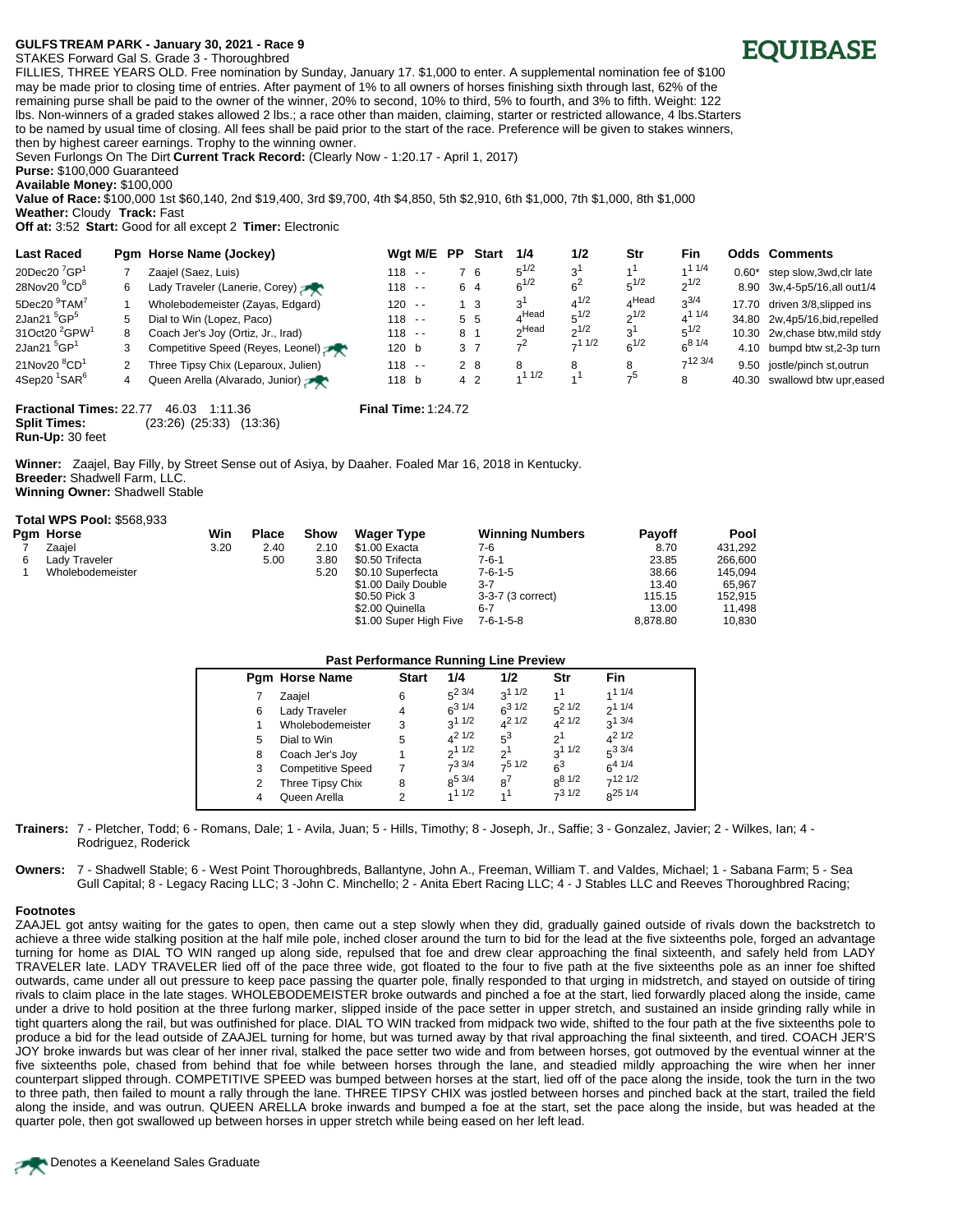**GULFSTREAM PARK - January 30, 2021 - Race 9**

**EQUIBASE**

STAKES Forward Gal S. Grade 3 - Thoroughbred

FILLIES, THREE YEARS OLD. Free nomination by Sunday, January 17. $1,000 to enter. A supplemental nomination fee of $100 may be made prior to closing time of entries. After payment of 1% to all owners of horses finishing sixth through last, 62% of the remaining purse shall be paid to the owner of the winner, 20% to second, 10% to third, 5% to fourth, and 3% to fifth. Weight: 122 lbs. Non-winners of a graded stakes allowed 2 lbs.; a race other than maiden, claiming, starter or restricted allowance, 4 lbs.Starters to be named by usual time of closing. All fees shall be paid prior to the start of the race. Preference will be given to stakes winners, then by highest career earnings. Trophy to the winning owner.

Seven Furlongs On The Dirt **Current Track Record:** (Clearly Now - 1:20.17 - April 1, 2017)

**Purse:** $100,000 Guaranteed

**Available Money:** $100,000

**Value of Race:** $100,000 1st $60,140, 2nd $19,400, 3rd $9,700, 4th $4,850, 5th $2,910, 6th $1,000, 7th $1,000, 8th $1,000

**Weather:** Cloudy **Track:** Fast

**Off at:** 3:52 **Start:** Good for all except 2 **Timer:** Electronic

| Last Raced | Pgm | Horse Name (Jockey) | Wgt | M/E | PP | Start | 1/4 | 1/2 | Str | Fin | Odds | Comments |
|---|---|---|---|---|---|---|---|---|---|---|---|---|
| 20Dec20 7GP1 | 7 | Zaajel (Saez, Luis) | 118 | - - | 7 | 6 | 5 1/2 | 3 1 | 1 1 | 1 1 1/4 | 0.60* | step slow,3wd,clr late |
| 28Nov20 9CD8 | 6 | Lady Traveler (Lanerie, Corey) | 118 | - - | 6 | 4 | 6 1/2 | 6 2 | 5 1/2 | 2 1/2 | 8.90 | 3w,4-5p5/16,all out1/4 |
| 5Dec20 9TAM7 | 1 | Wholebodemeister (Zayas, Edgard) | 120 | - - | 1 | 3 | 3 1 | 4 1/2 | 4 Head | 3 3/4 | 17.70 | driven 3/8,slipped ins |
| 2Jan21 5GP5 | 5 | Dial to Win (Lopez, Paco) | 118 | - - | 5 | 5 | 4 Head | 5 1/2 | 2 1/2 | 4 1 1/4 | 34.80 | 2w,4p5/16,bid,repelled |
| 31Oct20 2GPW1 | 8 | Coach Jer's Joy (Ortiz, Jr., Irad) | 118 | - - | 8 | 1 | 2 Head | 2 1/2 | 3 1 | 5 1/2 | 10.30 | 2w,chase btw,mild stdy |
| 2Jan21 5GP1 | 3 | Competitive Speed (Reyes, Leonel) | 120 | b | 3 | 7 | 7 2 | 7 1 1/2 | 6 1/2 | 6 8 1/4 | 4.10 | bumpd btw st,2-3p turn |
| 21Nov20 8CD1 | 2 | Three Tipsy Chix (Leparoux, Julien) | 118 | - - | 2 | 8 | 8 | 8 | 8 | 7 12 3/4 | 9.50 | jostle/pinch st,outrun |
| 4Sep20 1SAR6 | 4 | Queen Arella (Alvarado, Junior) | 118 | b | 4 | 2 | 1 1 1/2 | 1 1 | 7 5 | 8 | 40.30 | swallowd btw upr,eased |

**Fractional Times:** 22.77 46.03 1:11.36 **Final Time:** 1:24.72

**Split Times:** (23:26) (25:33) (13:36)

**Run-Up:** 30 feet

**Winner:** Zaajel, Bay Filly, by Street Sense out of Asiya, by Daaher. Foaled Mar 16, 2018 in Kentucky.

**Breeder:** Shadwell Farm, LLC.

**Winning Owner:** Shadwell Stable

**Total WPS Pool:** $568,933

| Pgm | Horse | Win | Place | Show |
|---|---|---|---|---|
| 7 | Zaajel | 3.20 | 2.40 | 2.10 |
| 6 | Lady Traveler | | 5.00 | 3.80 |
| 1 | Wholebodemeister | | | 5.20 |

| Wager Type | Winning Numbers | Payoff | Pool |
|---|---|---|---|
| $1.00 Exacta | 7-6 | 8.70 | 431,292 |
| $0.50 Trifecta | 7-6-1 | 23.85 | 266,600 |
| $0.10 Superfecta | 7-6-1-5 | 38.66 | 145,094 |
| $1.00 Daily Double | 3-7 | 13.40 | 65,967 |
| $0.50 Pick 3 | 3-3-7 (3 correct) | 115.15 | 152,915 |
| $2.00 Quinella | 6-7 | 13.00 | 11,498 |
| $1.00 Super High Five | 7-6-1-5-8 | 8,878.80 | 10,830 |

**Past Performance Running Line Preview**

| Pgm | Horse Name | Start | 1/4 | 1/2 | Str | Fin |
|---|---|---|---|---|---|---|
| 7 | Zaajel | 6 | 5 2 3/4 | 3 1 1/2 | 1 1 | 1 1 1/4 |
| 6 | Lady Traveler | 4 | 6 3 1/4 | 6 3 1/2 | 5 2 1/2 | 2 1 1/4 |
| 1 | Wholebodemeister | 3 | 3 1 1/2 | 4 2 1/2 | 4 2 1/2 | 3 1 3/4 |
| 5 | Dial to Win | 5 | 4 2 1/2 | 5 3 | 2 1 | 4 2 1/2 |
| 8 | Coach Jer's Joy | 1 | 2 1 1/2 | 2 1 | 3 1 1/2 | 5 3 3/4 |
| 3 | Competitive Speed | 7 | 7 3 3/4 | 7 5 1/2 | 6 3 | 6 4 1/4 |
| 2 | Three Tipsy Chix | 8 | 8 5 3/4 | 8 7 | 8 8 1/2 | 7 12 1/2 |
| 4 | Queen Arella | 2 | 1 1 1/2 | 1 1 | 7 3 1/2 | 8 25 1/4 |

**Trainers:** 7 - Pletcher, Todd; 6 - Romans, Dale; 1 - Avila, Juan; 5 - Hills, Timothy; 8 - Joseph, Jr., Saffie; 3 - Gonzalez, Javier; 2 - Wilkes, Ian; 4 - Rodriguez, Roderick

**Owners:** 7 - Shadwell Stable; 6 - West Point Thoroughbreds, Ballantyne, John A., Freeman, William T. and Valdes, Michael; 1 - Sabana Farm; 5 - Sea Gull Capital; 8 - Legacy Racing LLC; 3 -John C. Minchello; 2 - Anita Ebert Racing LLC; 4 - J Stables LLC and Reeves Thoroughbred Racing;

**Footnotes**

ZAAJEL got antsy waiting for the gates to open, then came out a step slowly when they did, gradually gained outside of rivals down the backstretch to achieve a three wide stalking position at the half mile pole, inched closer around the turn to bid for the lead at the five sixteenths pole, forged an advantage turning for home as DIAL TO WIN ranged up along side, repulsed that foe and drew clear approaching the final sixteenth, and safely held from LADY TRAVELER late. LADY TRAVELER lied off of the pace three wide, got floated to the four to five path at the five sixteenths pole as an inner foe shifted outwards, came under all out pressure to keep pace passing the quarter pole, finally responded to that urging in midstretch, and stayed on outside of tiring rivals to claim place in the late stages. WHOLEBODEMEISTER broke outwards and pinched a foe at the start, lied forwardly placed along the inside, came under a drive to hold position at the three furlong marker, slipped inside of the pace setter in upper stretch, and sustained an inside grinding rally while in tight quarters along the rail, but was outfinished for place. DIAL TO WIN tracked from midpack two wide, shifted to the four path at the five sixteenths pole to produce a bid for the lead outside of ZAAJEL turning for home, but was turned away by that rival approaching the final sixteenth, and tired. COACH JER'S JOY broke inwards but was clear of her inner rival, stalked the pace setter two wide and from between horses, got outmoved by the eventual winner at the five sixteenths pole, chased from behind that foe while between horses through the lane, and steadied mildly approaching the wire when her inner counterpart slipped through. COMPETITIVE SPEED was bumped between horses at the start, lied off of the pace along the inside, took the turn in the two to three path, then failed to mount a rally through the lane. THREE TIPSY CHIX was jostled between horses and pinched back at the start, trailed the field along the inside, and was outrun. QUEEN ARELLA broke inwards and bumped a foe at the start, set the pace along the inside, but was headed at the quarter pole, then got swallowed up between horses in upper stretch while being eased on her left lead.

Denotes a Keeneland Sales Graduate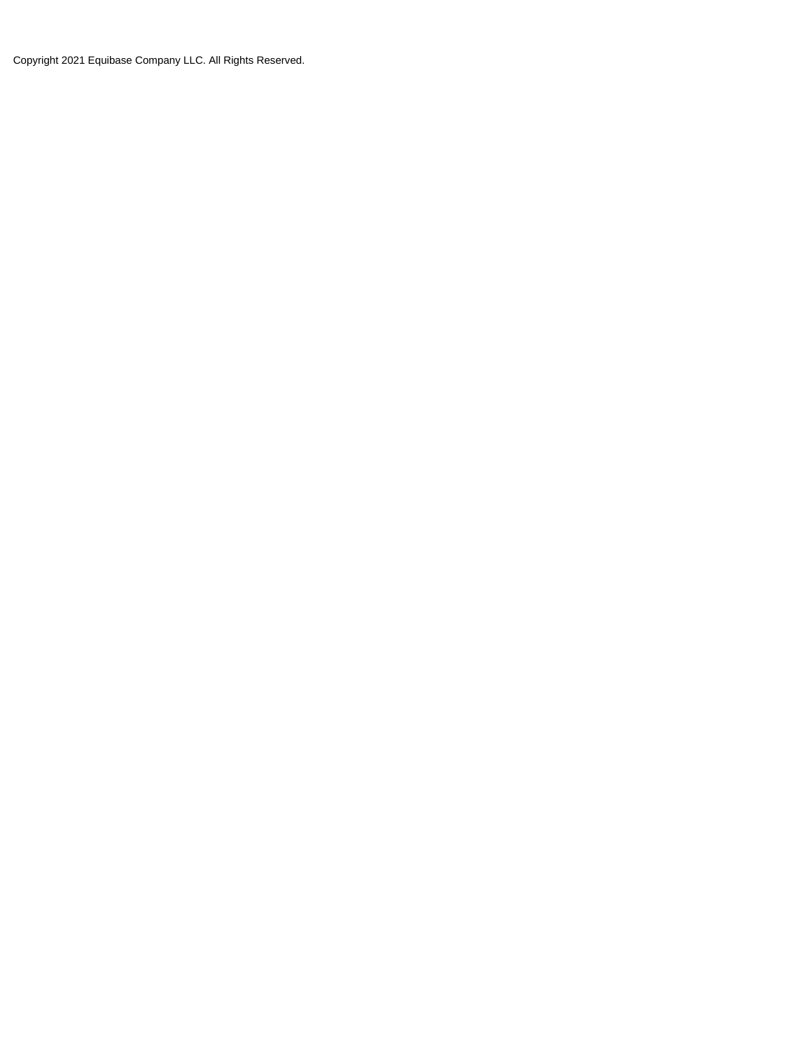Copyright 2021 Equibase Company LLC. All Rights Reserved.